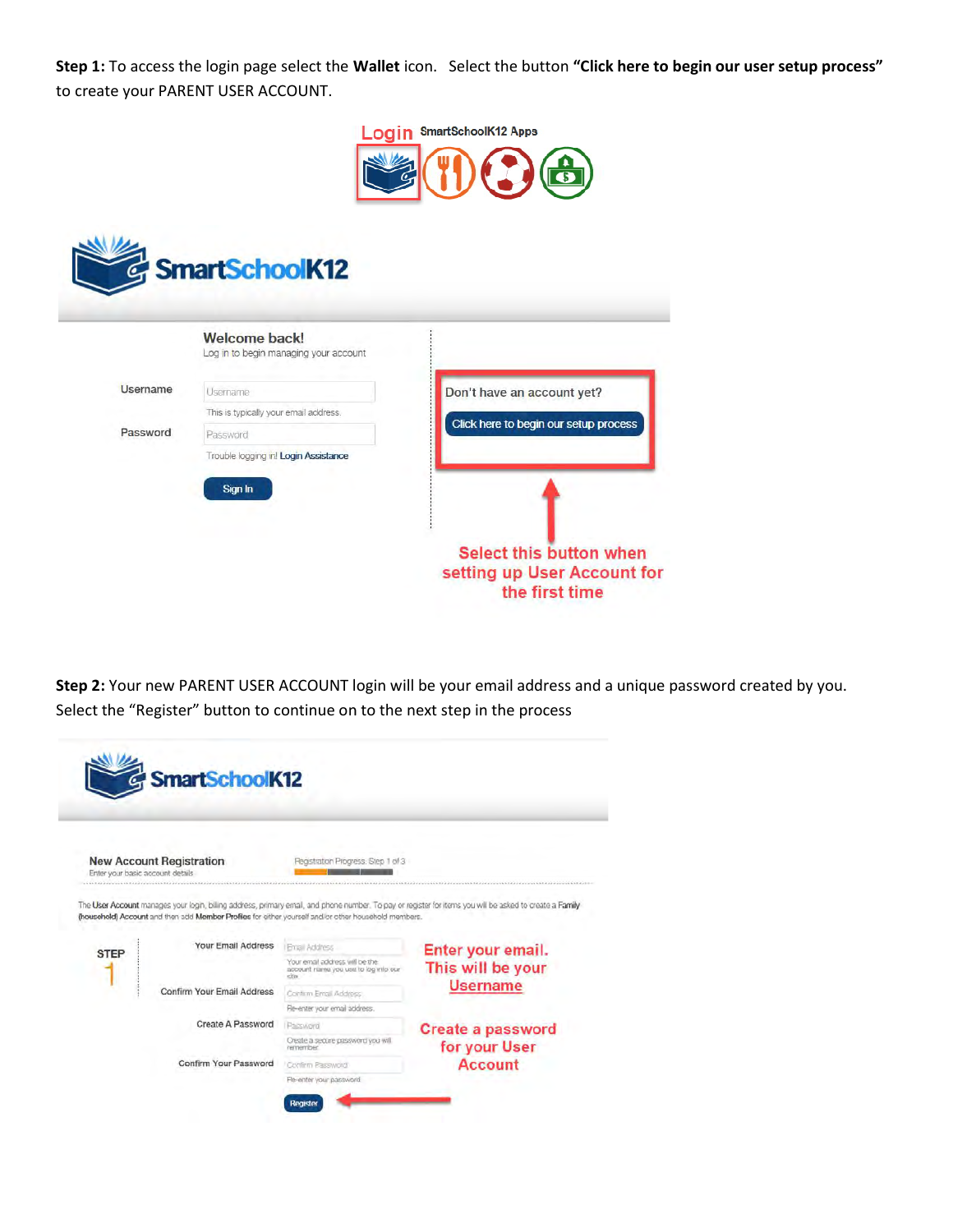**Step 1:** To access the login page select the **Wallet** icon. Select the button **"Click here to begin our user setup process"** to create your PARENT USER ACCOUNT.

Login SmartSchoolK12 Apps

SmartSchoolK12

Welcome back!
Log in to begin managing your account

Username
This is typically your email address.

Password
Trouble logging in! Login Assistance

Sign In

Don't have an account yet?

Click here to begin our setup process

Select this button when setting up User Account for the first time

**Step 2:** Your new PARENT USER ACCOUNT login will be your email address and a unique password created by you. Select the "Register" button to continue on to the next step in the process

SmartSchoolK12

New Account Registration
Enter your basic account details

Registration Progress: Step 1 of 3

The User Account manages your login, billing address, primary email, and phone number. To pay or register for items you will be asked to create a Family (household) Account and then add Member Profiles for either yourself and/or other household members.

STEP 1

Your Email Address — Your email address will be the account name you use to log into our site.

Confirm Your Email Address — Re-enter your email address.

Create A Password — Create a secure password you will remember.

Confirm Your Password — Re-enter your password.

Register

Enter your email. This will be your Username

Create a password for your User Account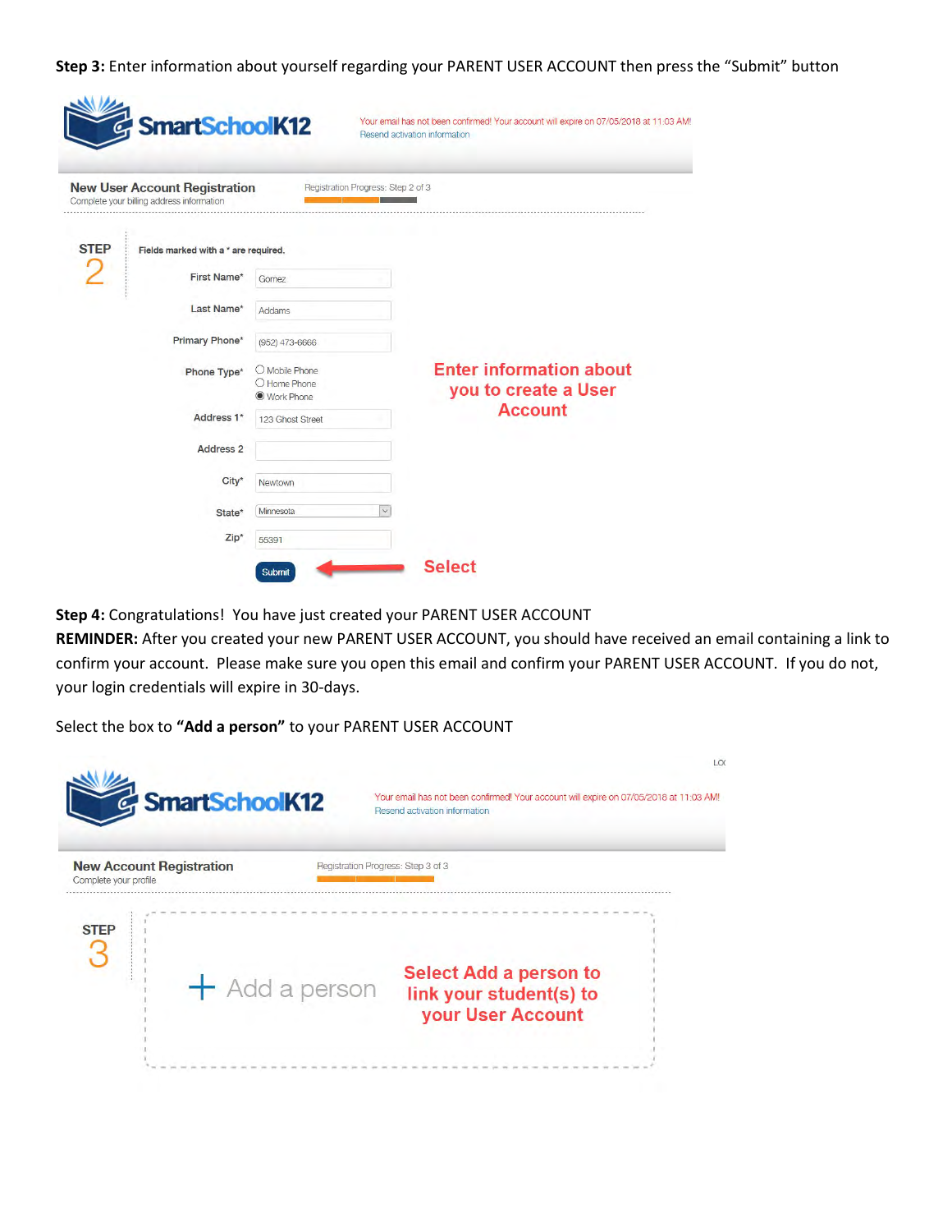**Step 3:** Enter information about yourself regarding your PARENT USER ACCOUNT then press the "Submit" button

SmartSchoolK12

Your email has not been confirmed! Your account will expire on 07/05/2018 at 11:03 AM!
Resend activation information

**New User Account Registration**
Complete your billing address information

Registration Progress: Step 2 of 3

STEP 2

**Fields marked with a * are required.**

First Name* Gomez

Last Name* Addams

Primary Phone* (952) 473-6666

Phone Type* Mobile Phone / Home Phone / Work Phone

Address 1* 123 Ghost Street

Address 2

City* Newtown

State* Minnesota

Zip* 55391

Submit

**Enter information about you to create a User Account**

**Select**

**Step 4:** Congratulations! You have just created your PARENT USER ACCOUNT

**REMINDER:** After you created your new PARENT USER ACCOUNT, you should have received an email containing a link to confirm your account. Please make sure you open this email and confirm your PARENT USER ACCOUNT. If you do not, your login credentials will expire in 30-days.

Select the box to **"Add a person"** to your PARENT USER ACCOUNT

SmartSchoolK12

Your email has not been confirmed! Your account will expire on 07/05/2018 at 11:03 AM!
Resend activation information

**New Account Registration**
Complete your profile

Registration Progress: Step 3 of 3

STEP 3

+ Add a person

**Select Add a person to link your student(s) to your User Account**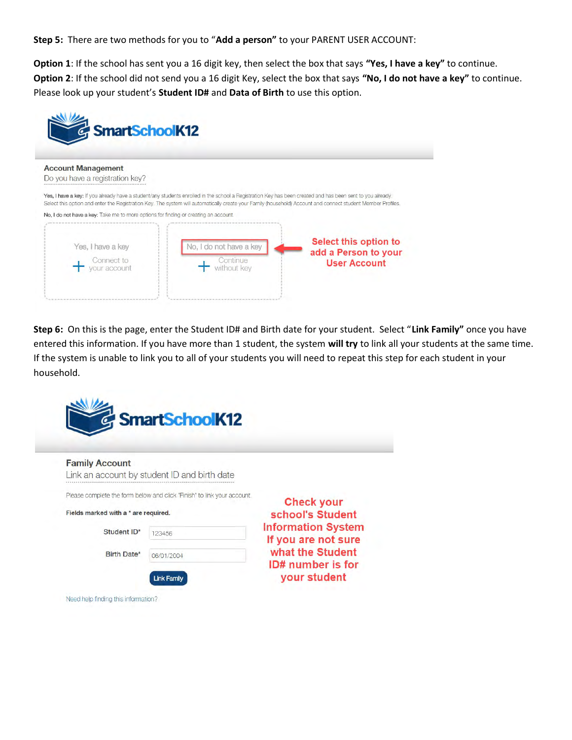**Step 5:** There are two methods for you to "**Add a person"** to your PARENT USER ACCOUNT:

**Option 1**: If the school has sent you a 16 digit key, then select the box that says **"Yes, I have a key"** to continue.
**Option 2**: If the school did not send you a 16 digit Key, select the box that says **"No, I do not have a key"** to continue. Please look up your student's **Student ID#** and **Data of Birth** to use this option.

SmartSchoolK12

Account Management
Do you have a registration key?

Yes, I have a key: If you already have a student/any students enrolled in the school a Registration Key has been created and has been sent to you already. Select this option and enter the Registration Key. The system will automatically create your Family (household) Account and connect student Member Profiles.

No, I do not have a key: Take me to more options for finding or creating an account.

Yes, I have a key
+ Connect to your account

No, I do not have a key
+ Continue without key

Select this option to add a Person to your User Account

**Step 6:** On this is the page, enter the Student ID# and Birth date for your student. Select "**Link Family"** once you have entered this information. If you have more than 1 student, the system **will try** to link all your students at the same time. If the system is unable to link you to all of your students you will need to repeat this step for each student in your household.

SmartSchoolK12

Family Account
Link an account by student ID and birth date

Please complete the form below and click 'Finish' to link your account.

**Fields marked with a * are required.**

Student ID* 123456

Birth Date* 06/01/2004

Link Family

Need help finding this information?

Check your school's Student Information System If you are not sure what the Student ID# number is for your student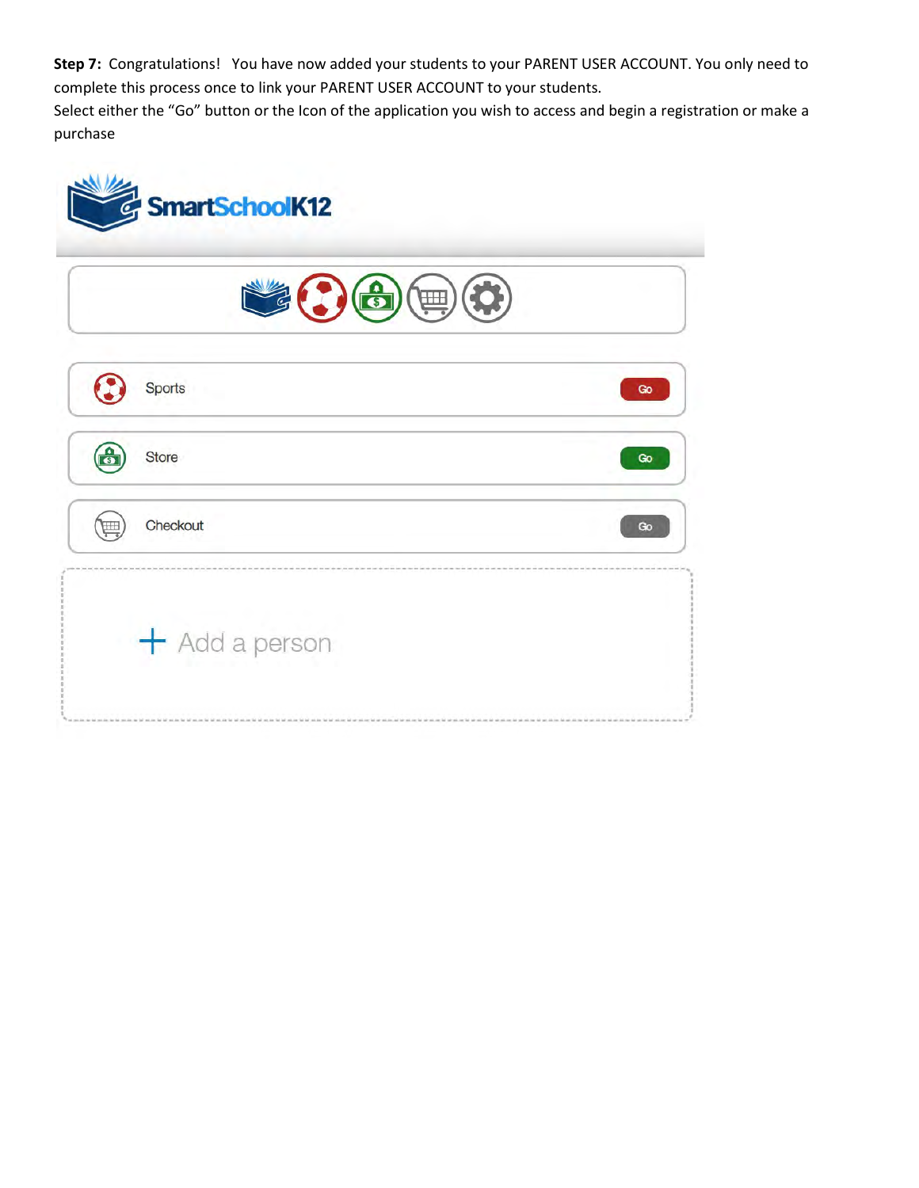**Step 7:** Congratulations! You have now added your students to your PARENT USER ACCOUNT. You only need to complete this process once to link your PARENT USER ACCOUNT to your students.
Select either the “Go” button or the Icon of the application you wish to access and begin a registration or make a purchase

SmartSchoolK12

Sports Go

Store Go

Checkout Go

+ Add a person